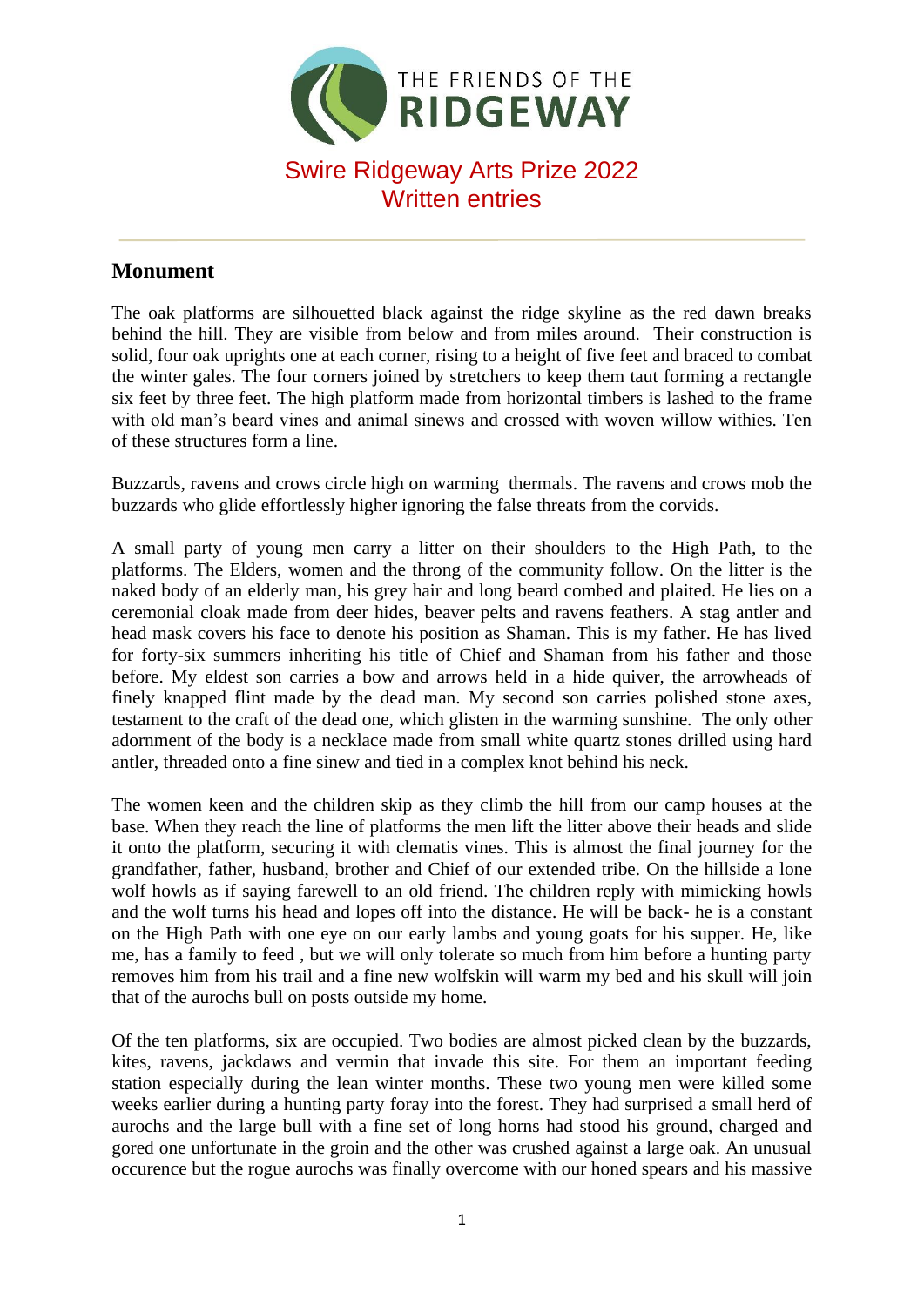THE FRIENDS OF THE **RIDGEWAY**

# Swire Ridgeway Arts Prize 2022
# Written entries

---

## Monument

The oak platforms are silhouetted black against the ridge skyline as the red dawn breaks behind the hill. They are visible from below and from miles around. Their construction is solid, four oak uprights one at each corner, rising to a height of five feet and braced to combat the winter gales. The four corners joined by stretchers to keep them taut forming a rectangle six feet by three feet. The high platform made from horizontal timbers is lashed to the frame with old man's beard vines and animal sinews and crossed with woven willow withies. Ten of these structures form a line.

Buzzards, ravens and crows circle high on warming thermals. The ravens and crows mob the buzzards who glide effortlessly higher ignoring the false threats from the corvids.

A small party of young men carry a litter on their shoulders to the High Path, to the platforms. The Elders, women and the throng of the community follow. On the litter is the naked body of an elderly man, his grey hair and long beard combed and plaited. He lies on a ceremonial cloak made from deer hides, beaver pelts and ravens feathers. A stag antler and head mask covers his face to denote his position as Shaman. This is my father. He has lived for forty-six summers inheriting his title of Chief and Shaman from his father and those before. My eldest son carries a bow and arrows held in a hide quiver, the arrowheads of finely knapped flint made by the dead man. My second son carries polished stone axes, testament to the craft of the dead one, which glisten in the warming sunshine. The only other adornment of the body is a necklace made from small white quartz stones drilled using hard antler, threaded onto a fine sinew and tied in a complex knot behind his neck.

The women keen and the children skip as they climb the hill from our camp houses at the base. When they reach the line of platforms the men lift the litter above their heads and slide it onto the platform, securing it with clematis vines. This is almost the final journey for the grandfather, father, husband, brother and Chief of our extended tribe. On the hillside a lone wolf howls as if saying farewell to an old friend. The children reply with mimicking howls and the wolf turns his head and lopes off into the distance. He will be back- he is a constant on the High Path with one eye on our early lambs and young goats for his supper. He, like me, has a family to feed , but we will only tolerate so much from him before a hunting party removes him from his trail and a fine new wolfskin will warm my bed and his skull will join that of the aurochs bull on posts outside my home.

Of the ten platforms, six are occupied. Two bodies are almost picked clean by the buzzards, kites, ravens, jackdaws and vermin that invade this site. For them an important feeding station especially during the lean winter months. These two young men were killed some weeks earlier during a hunting party foray into the forest. They had surprised a small herd of aurochs and the large bull with a fine set of long horns had stood his ground, charged and gored one unfortunate in the groin and the other was crushed against a large oak. An unusual occurence but the rogue aurochs was finally overcome with our honed spears and his massive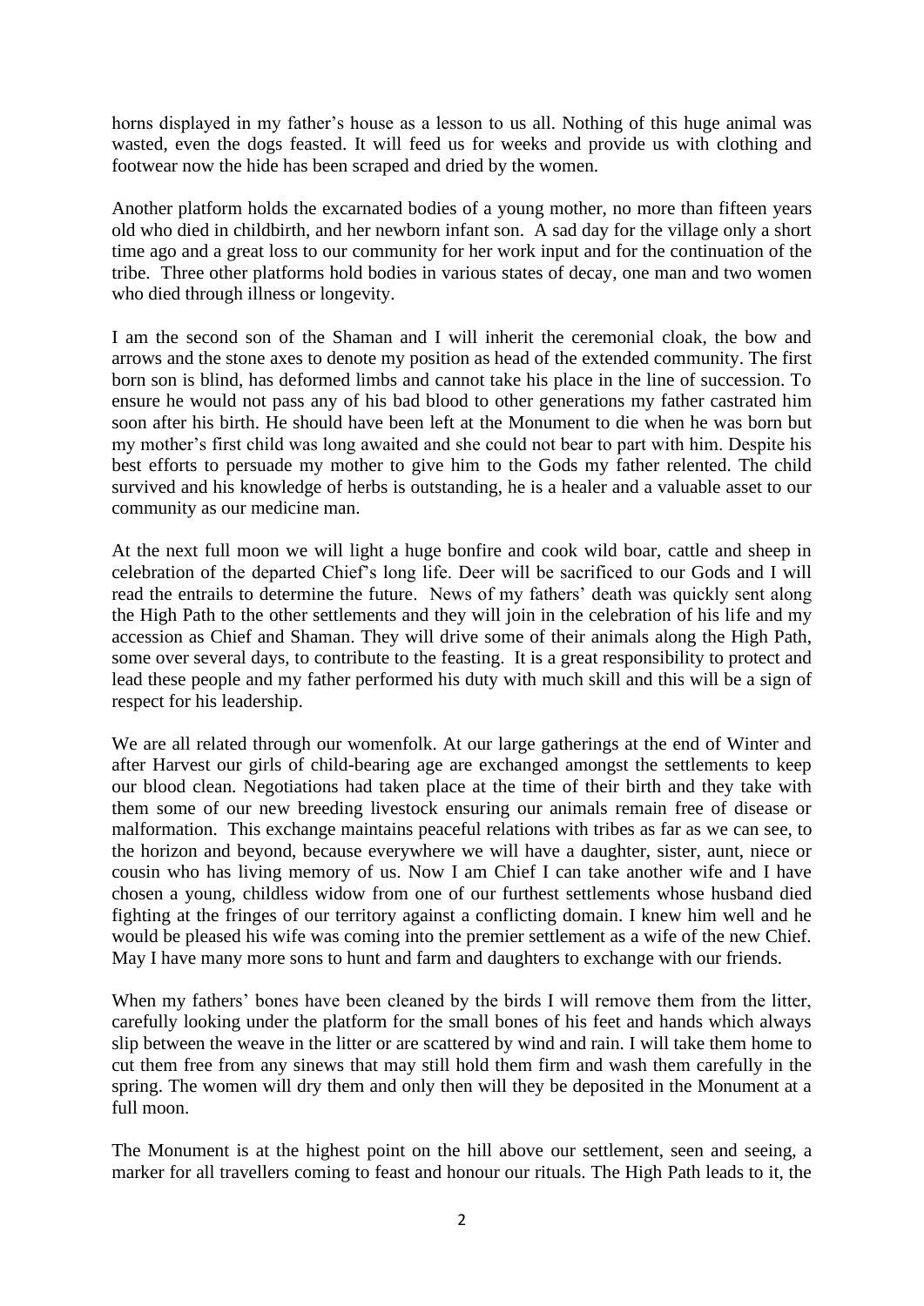horns displayed in my father's house as a lesson to us all. Nothing of this huge animal was wasted, even the dogs feasted. It will feed us for weeks and provide us with clothing and footwear now the hide has been scraped and dried by the women.

Another platform holds the excarnated bodies of a young mother, no more than fifteen years old who died in childbirth, and her newborn infant son. A sad day for the village only a short time ago and a great loss to our community for her work input and for the continuation of the tribe. Three other platforms hold bodies in various states of decay, one man and two women who died through illness or longevity.

I am the second son of the Shaman and I will inherit the ceremonial cloak, the bow and arrows and the stone axes to denote my position as head of the extended community. The first born son is blind, has deformed limbs and cannot take his place in the line of succession. To ensure he would not pass any of his bad blood to other generations my father castrated him soon after his birth. He should have been left at the Monument to die when he was born but my mother's first child was long awaited and she could not bear to part with him. Despite his best efforts to persuade my mother to give him to the Gods my father relented. The child survived and his knowledge of herbs is outstanding, he is a healer and a valuable asset to our community as our medicine man.

At the next full moon we will light a huge bonfire and cook wild boar, cattle and sheep in celebration of the departed Chief's long life. Deer will be sacrificed to our Gods and I will read the entrails to determine the future. News of my fathers' death was quickly sent along the High Path to the other settlements and they will join in the celebration of his life and my accession as Chief and Shaman. They will drive some of their animals along the High Path, some over several days, to contribute to the feasting. It is a great responsibility to protect and lead these people and my father performed his duty with much skill and this will be a sign of respect for his leadership.

We are all related through our womenfolk. At our large gatherings at the end of Winter and after Harvest our girls of child-bearing age are exchanged amongst the settlements to keep our blood clean. Negotiations had taken place at the time of their birth and they take with them some of our new breeding livestock ensuring our animals remain free of disease or malformation. This exchange maintains peaceful relations with tribes as far as we can see, to the horizon and beyond, because everywhere we will have a daughter, sister, aunt, niece or cousin who has living memory of us. Now I am Chief I can take another wife and I have chosen a young, childless widow from one of our furthest settlements whose husband died fighting at the fringes of our territory against a conflicting domain. I knew him well and he would be pleased his wife was coming into the premier settlement as a wife of the new Chief. May I have many more sons to hunt and farm and daughters to exchange with our friends.

When my fathers' bones have been cleaned by the birds I will remove them from the litter, carefully looking under the platform for the small bones of his feet and hands which always slip between the weave in the litter or are scattered by wind and rain. I will take them home to cut them free from any sinews that may still hold them firm and wash them carefully in the spring. The women will dry them and only then will they be deposited in the Monument at a full moon.

The Monument is at the highest point on the hill above our settlement, seen and seeing, a marker for all travellers coming to feast and honour our rituals. The High Path leads to it, the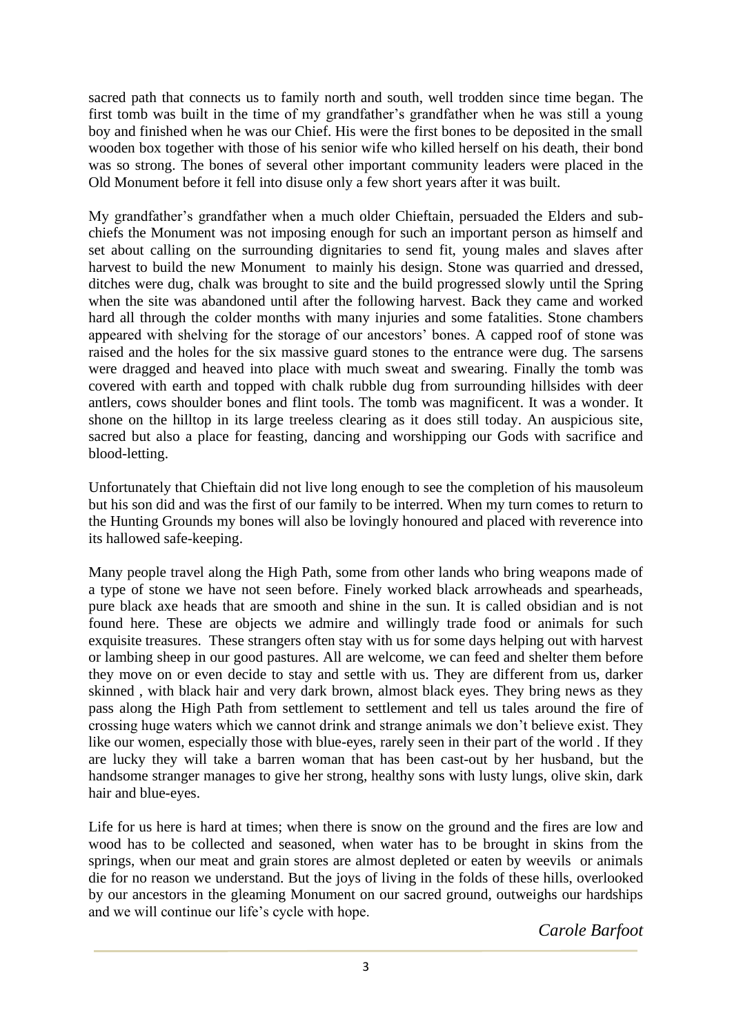sacred path that connects us to family north and south, well trodden since time began. The first tomb was built in the time of my grandfather's grandfather when he was still a young boy and finished when he was our Chief. His were the first bones to be deposited in the small wooden box together with those of his senior wife who killed herself on his death, their bond was so strong. The bones of several other important community leaders were placed in the Old Monument before it fell into disuse only a few short years after it was built.

My grandfather's grandfather when a much older Chieftain, persuaded the Elders and sub-chiefs the Monument was not imposing enough for such an important person as himself and set about calling on the surrounding dignitaries to send fit, young males and slaves after harvest to build the new Monument to mainly his design. Stone was quarried and dressed, ditches were dug, chalk was brought to site and the build progressed slowly until the Spring when the site was abandoned until after the following harvest. Back they came and worked hard all through the colder months with many injuries and some fatalities. Stone chambers appeared with shelving for the storage of our ancestors' bones. A capped roof of stone was raised and the holes for the six massive guard stones to the entrance were dug. The sarsens were dragged and heaved into place with much sweat and swearing. Finally the tomb was covered with earth and topped with chalk rubble dug from surrounding hillsides with deer antlers, cows shoulder bones and flint tools. The tomb was magnificent. It was a wonder. It shone on the hilltop in its large treeless clearing as it does still today. An auspicious site, sacred but also a place for feasting, dancing and worshipping our Gods with sacrifice and blood-letting.

Unfortunately that Chieftain did not live long enough to see the completion of his mausoleum but his son did and was the first of our family to be interred. When my turn comes to return to the Hunting Grounds my bones will also be lovingly honoured and placed with reverence into its hallowed safe-keeping.

Many people travel along the High Path, some from other lands who bring weapons made of a type of stone we have not seen before. Finely worked black arrowheads and spearheads, pure black axe heads that are smooth and shine in the sun. It is called obsidian and is not found here. These are objects we admire and willingly trade food or animals for such exquisite treasures. These strangers often stay with us for some days helping out with harvest or lambing sheep in our good pastures. All are welcome, we can feed and shelter them before they move on or even decide to stay and settle with us. They are different from us, darker skinned , with black hair and very dark brown, almost black eyes. They bring news as they pass along the High Path from settlement to settlement and tell us tales around the fire of crossing huge waters which we cannot drink and strange animals we don't believe exist. They like our women, especially those with blue-eyes, rarely seen in their part of the world . If they are lucky they will take a barren woman that has been cast-out by her husband, but the handsome stranger manages to give her strong, healthy sons with lusty lungs, olive skin, dark hair and blue-eyes.

Life for us here is hard at times; when there is snow on the ground and the fires are low and wood has to be collected and seasoned, when water has to be brought in skins from the springs, when our meat and grain stores are almost depleted or eaten by weevils or animals die for no reason we understand. But the joys of living in the folds of these hills, overlooked by our ancestors in the gleaming Monument on our sacred ground, outweighs our hardships and we will continue our life's cycle with hope.

*Carole Barfoot*